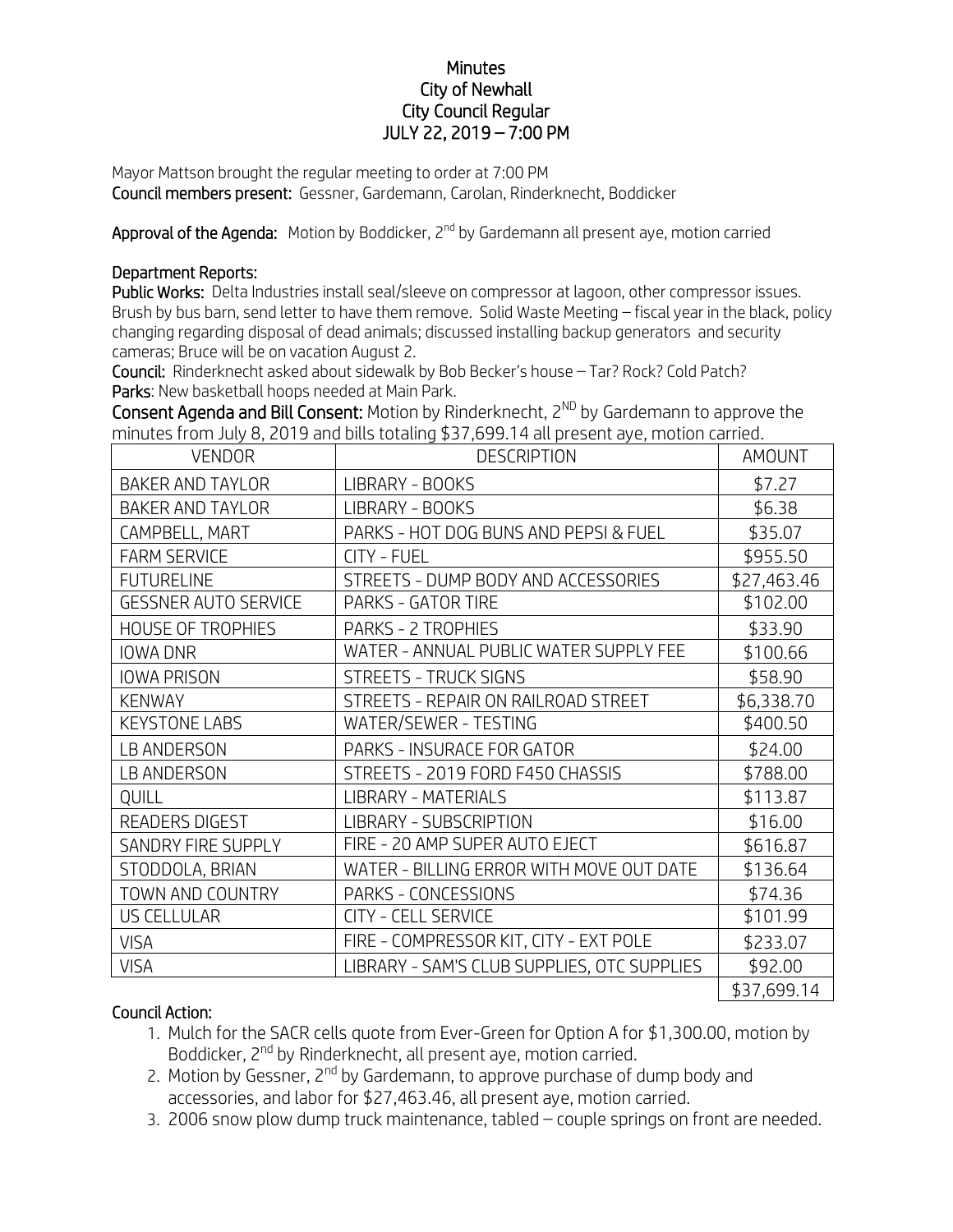# Minutes
# City of Newhall
# City Council Regular
# JULY 22, 2019 – 7:00 PM

Mayor Mattson brought the regular meeting to order at 7:00 PM

**Council members present:** Gessner, Gardemann, Carolan, Rinderknecht, Boddicker

**Approval of the Agenda:** Motion by Boddicker, 2nd by Gardemann all present aye, motion carried

**Department Reports:**

**Public Works:** Delta Industries install seal/sleeve on compressor at lagoon, other compressor issues. Brush by bus barn, send letter to have them remove. Solid Waste Meeting – fiscal year in the black, policy changing regarding disposal of dead animals; discussed installing backup generators and security cameras; Bruce will be on vacation August 2.

**Council:** Rinderknecht asked about sidewalk by Bob Becker's house – Tar? Rock? Cold Patch?

**Parks:** New basketball hoops needed at Main Park.

**Consent Agenda and Bill Consent:** Motion by Rinderknecht, 2ND by Gardemann to approve the minutes from July 8, 2019 and bills totaling $37,699.14 all present aye, motion carried.

| VENDOR | DESCRIPTION | AMOUNT |
|---|---|---|
| BAKER AND TAYLOR | LIBRARY - BOOKS | $7.27 |
| BAKER AND TAYLOR | LIBRARY - BOOKS | $6.38 |
| CAMPBELL, MART | PARKS - HOT DOG BUNS AND PEPSI & FUEL | $35.07 |
| FARM SERVICE | CITY - FUEL | $955.50 |
| FUTURELINE | STREETS - DUMP BODY AND ACCESSORIES | $27,463.46 |
| GESSNER AUTO SERVICE | PARKS - GATOR TIRE | $102.00 |
| HOUSE OF TROPHIES | PARKS - 2 TROPHIES | $33.90 |
| IOWA DNR | WATER - ANNUAL PUBLIC WATER SUPPLY FEE | $100.66 |
| IOWA PRISON | STREETS - TRUCK SIGNS | $58.90 |
| KENWAY | STREETS - REPAIR ON RAILROAD STREET | $6,338.70 |
| KEYSTONE LABS | WATER/SEWER - TESTING | $400.50 |
| LB ANDERSON | PARKS - INSURACE FOR GATOR | $24.00 |
| LB ANDERSON | STREETS - 2019 FORD F450 CHASSIS | $788.00 |
| QUILL | LIBRARY - MATERIALS | $113.87 |
| READERS DIGEST | LIBRARY - SUBSCRIPTION | $16.00 |
| SANDRY FIRE SUPPLY | FIRE - 20 AMP SUPER AUTO EJECT | $616.87 |
| STODDOLA, BRIAN | WATER - BILLING ERROR WITH MOVE OUT DATE | $136.64 |
| TOWN AND COUNTRY | PARKS - CONCESSIONS | $74.36 |
| US CELLULAR | CITY - CELL SERVICE | $101.99 |
| VISA | FIRE - COMPRESSOR KIT, CITY - EXT POLE | $233.07 |
| VISA | LIBRARY - SAM'S CLUB SUPPLIES, OTC SUPPLIES | $92.00 |
| | | $37,699.14 |

**Council Action:**

1. Mulch for the SACR cells quote from Ever-Green for Option A for $1,300.00, motion by Boddicker, 2nd by Rinderknecht, all present aye, motion carried.
2. Motion by Gessner, 2nd by Gardemann, to approve purchase of dump body and accessories, and labor for $27,463.46, all present aye, motion carried.
3. 2006 snow plow dump truck maintenance, tabled – couple springs on front are needed.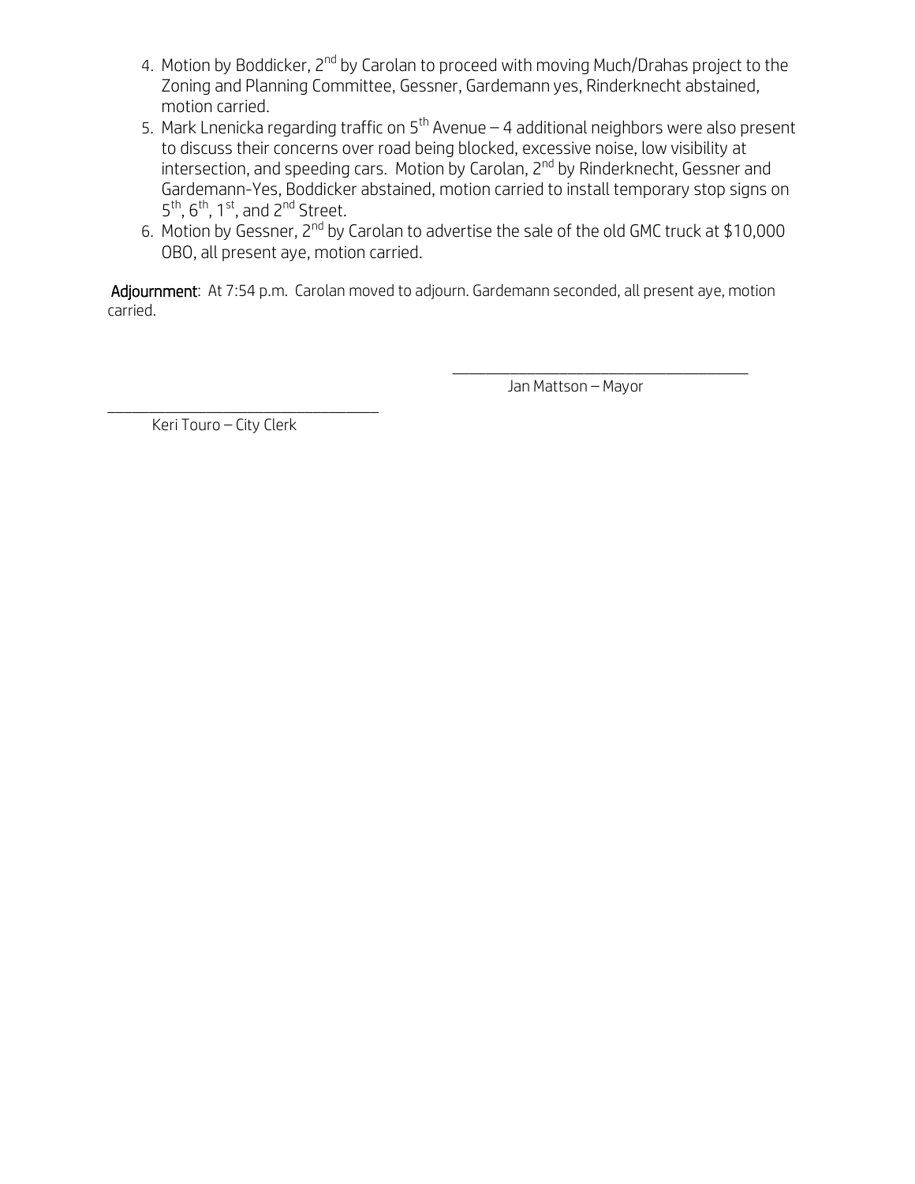4. Motion by Boddicker, 2nd by Carolan to proceed with moving Much/Drahas project to the Zoning and Planning Committee, Gessner, Gardemann yes, Rinderknecht abstained, motion carried.
5. Mark Lnenicka regarding traffic on 5th Avenue – 4 additional neighbors were also present to discuss their concerns over road being blocked, excessive noise, low visibility at intersection, and speeding cars. Motion by Carolan, 2nd by Rinderknecht, Gessner and Gardemann-Yes, Boddicker abstained, motion carried to install temporary stop signs on 5th, 6th, 1st, and 2nd Street.
6. Motion by Gessner, 2nd by Carolan to advertise the sale of the old GMC truck at $10,000 OBO, all present aye, motion carried.

**Adjournment**: At 7:54 p.m. Carolan moved to adjourn. Gardemann seconded, all present aye, motion carried.

\_\_\_\_\_\_\_\_\_\_\_\_\_\_\_\_\_\_\_\_\_\_\_\_\_\_\_\_\_\_\_\_\_\_\_\_\_\_\_\_

Jan Mattson – Mayor

\_\_\_\_\_\_\_\_\_\_\_\_\_\_\_\_\_\_\_\_\_\_\_\_\_\_\_\_\_\_\_\_\_\_\_\_\_\_\_\_

Keri Touro – City Clerk